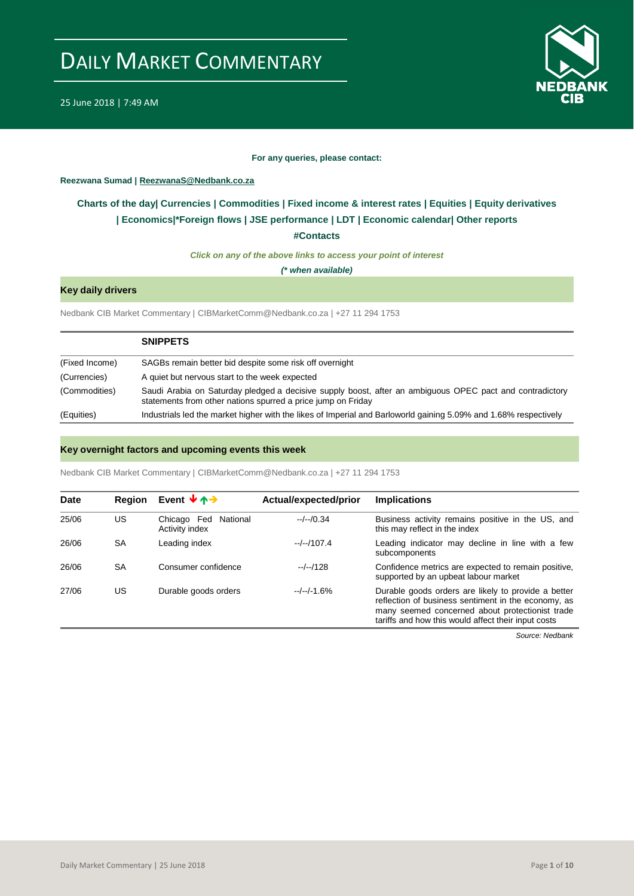# DAILY MARKET COMMENTARY

25 June 2018 | 7:49 AM

**For any queries, please contact:**

**Reezwana Sumad | ReezwanaS@Nedbank.co.za**

**Charts of the day| Currencies | Commodities | Fixed income & interest rates | Equities | Equity derivatives | Economics|*Foreign flows | JSE performance | LDT | Economic calendar| Other reports**

**#Contacts**

***Click on any of the above links to access your point of interest***

***(* when available)***

## Key daily drivers

Nedbank CIB Market Commentary | CIBMarketComm@Nedbank.co.za | +27 11 294 1753

| | **SNIPPETS** |
|---|---|
| (Fixed Income) | SAGBs remain better bid despite some risk off overnight |
| (Currencies) | A quiet but nervous start to the week expected |
| (Commodities) | Saudi Arabia on Saturday pledged a decisive supply boost, after an ambiguous OPEC pact and contradictory statements from other nations spurred a price jump on Friday |
| (Equities) | Industrials led the market higher with the likes of Imperial and Barloworld gaining 5.09% and 1.68% respectively |

## Key overnight factors and upcoming events this week

Nedbank CIB Market Commentary | CIBMarketComm@Nedbank.co.za | +27 11 294 1753

| Date | Region | Event ↓↑→ | Actual/expected/prior | Implications |
|---|---|---|---|---|
| 25/06 | US | Chicago Fed National Activity index | --/--/0.34 | Business activity remains positive in the US, and this may reflect in the index |
| 26/06 | SA | Leading index | --/--/107.4 | Leading indicator may decline in line with a few subcomponents |
| 26/06 | SA | Consumer confidence | --/--/128 | Confidence metrics are expected to remain positive, supported by an upbeat labour market |
| 27/06 | US | Durable goods orders | --/--/-1.6% | Durable goods orders are likely to provide a better reflection of business sentiment in the economy, as many seemed concerned about protectionist trade tariffs and how this would affect their input costs |

*Source: Nedbank*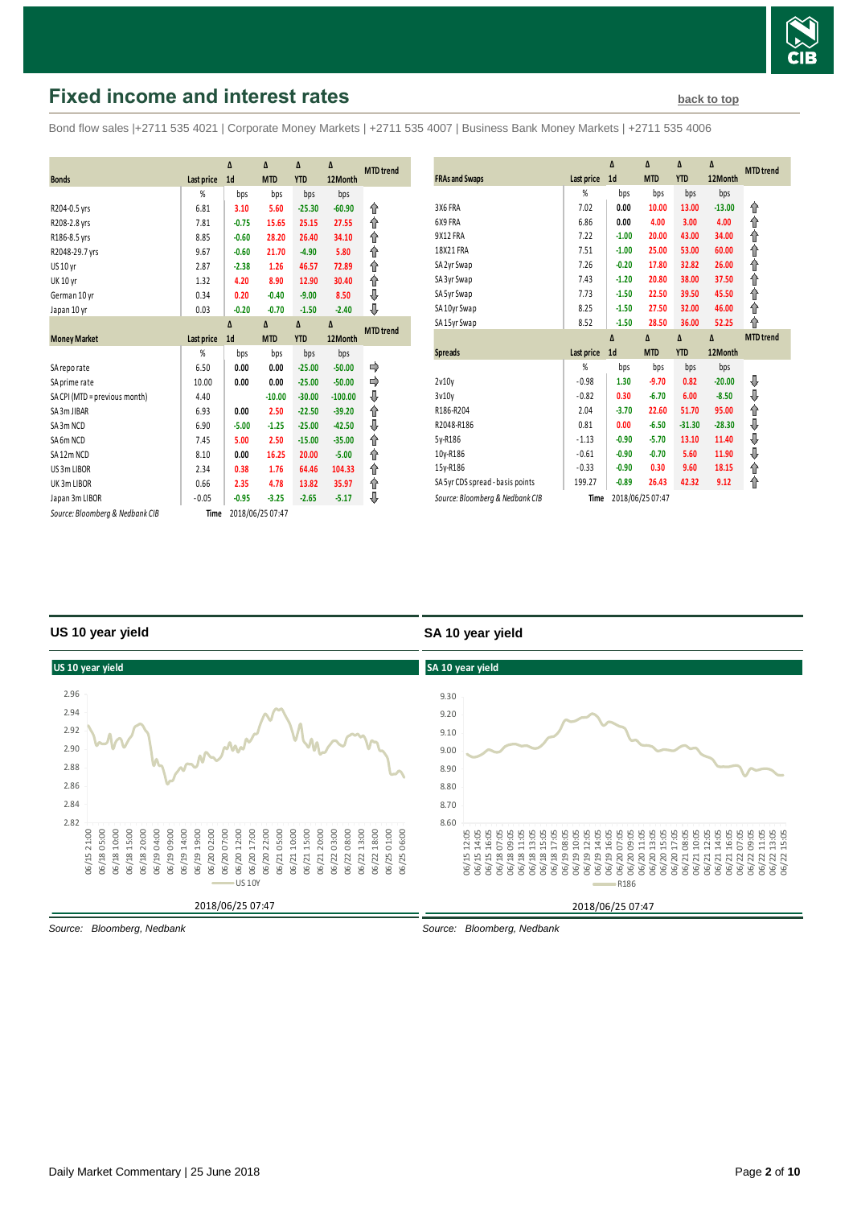# Fixed income and interest rates

back to top

Bond flow sales |+2711 535 4021 | Corporate Money Markets | +2711 535 4007 | Business Bank Money Markets | +2711 535 4006

| Bonds | Last price | Δ 1d | Δ MTD | Δ YTD | Δ 12Month | MTD trend |
|---|---|---|---|---|---|---|
| | % | bps | bps | bps | bps | |
| R204-0.5 yrs | 6.81 | 3.10 | 5.60 | -25.30 | -60.90 | ⇧ |
| R208-2.8 yrs | 7.81 | -0.75 | 15.65 | 25.15 | 27.55 | ⇧ |
| R186-8.5 yrs | 8.85 | -0.60 | 28.20 | 26.40 | 34.10 | ⇧ |
| R2048-29.7 yrs | 9.67 | -0.60 | 21.70 | -4.90 | 5.80 | ⇧ |
| US 10 yr | 2.87 | -2.38 | 1.26 | 46.57 | 72.89 | ⇧ |
| UK 10 yr | 1.32 | 4.20 | 8.90 | 12.90 | 30.40 | ⇧ |
| German 10 yr | 0.34 | 0.20 | -0.40 | -9.00 | 8.50 | ⇩ |
| Japan 10 yr | 0.03 | -0.20 | -0.70 | -1.50 | -2.40 | ⇩ |

| Money Market | Last price | Δ 1d | Δ MTD | Δ YTD | Δ 12Month | MTD trend |
|---|---|---|---|---|---|---|
| | % | bps | bps | bps | bps | |
| SA repo rate | 6.50 | 0.00 | 0.00 | -25.00 | -50.00 | ⇨ |
| SA prime rate | 10.00 | 0.00 | 0.00 | -25.00 | -50.00 | ⇨ |
| SA CPI (MTD = previous month) | 4.40 | | -10.00 | -30.00 | -100.00 | ⇩ |
| SA 3m JIBAR | 6.93 | 0.00 | 2.50 | -22.50 | -39.20 | ⇧ |
| SA 3m NCD | 6.90 | -5.00 | -1.25 | -25.00 | -42.50 | ⇩ |
| SA 6m NCD | 7.45 | 5.00 | 2.50 | -15.00 | -35.00 | ⇧ |
| SA 12m NCD | 8.10 | 0.00 | 16.25 | 20.00 | -5.00 | ⇧ |
| US 3m LIBOR | 2.34 | 0.38 | 1.76 | 64.46 | 104.33 | ⇧ |
| UK 3m LIBOR | 0.66 | 2.35 | 4.78 | 13.82 | 35.97 | ⇧ |
| Japan 3m LIBOR | -0.05 | -0.95 | -3.25 | -2.65 | -5.17 | ⇩ |

Source: Bloomberg & Nedbank CIB    Time 2018/06/25 07:47

| FRAs and Swaps | Last price | Δ 1d | Δ MTD | Δ YTD | Δ 12Month | MTD trend |
|---|---|---|---|---|---|---|
| | % | bps | bps | bps | bps | |
| 3X6 FRA | 7.02 | 0.00 | 10.00 | 13.00 | -13.00 | ⇧ |
| 6X9 FRA | 6.86 | 0.00 | 4.00 | 3.00 | 4.00 | ⇧ |
| 9X12 FRA | 7.22 | -1.00 | 20.00 | 43.00 | 34.00 | ⇧ |
| 18X21 FRA | 7.51 | -1.00 | 25.00 | 53.00 | 60.00 | ⇧ |
| SA 2yr Swap | 7.26 | -0.20 | 17.80 | 32.82 | 26.00 | ⇧ |
| SA 3yr Swap | 7.43 | -1.20 | 20.80 | 38.00 | 37.50 | ⇧ |
| SA 5yr Swap | 7.73 | -1.50 | 22.50 | 39.50 | 45.50 | ⇧ |
| SA 10yr Swap | 8.25 | -1.50 | 27.50 | 32.00 | 46.00 | ⇧ |
| SA 15yr Swap | 8.52 | -1.50 | 28.50 | 36.00 | 52.25 | ⇧ |

| Spreads | Last price | Δ 1d | Δ MTD | Δ YTD | Δ 12Month | MTD trend |
|---|---|---|---|---|---|---|
| | % | bps | bps | bps | bps | |
| 2v10y | -0.98 | 1.30 | -9.70 | 0.82 | -20.00 | ⇩ |
| 3v10y | -0.82 | 0.30 | -6.70 | 6.00 | -8.50 | ⇩ |
| R186-R204 | 2.04 | -3.70 | 22.60 | 51.70 | 95.00 | ⇧ |
| R2048-R186 | 0.81 | 0.00 | -6.50 | -31.30 | -28.30 | ⇩ |
| 5y-R186 | -1.13 | -0.90 | -5.70 | 13.10 | 11.40 | ⇩ |
| 10y-R186 | -0.61 | -0.90 | -0.70 | 5.60 | 11.90 | ⇩ |
| 15y-R186 | -0.33 | -0.90 | 0.30 | 9.60 | 18.15 | ⇧ |
| SA 5yr CDS spread - basis points | 199.27 | -0.89 | 26.43 | 42.32 | 9.12 | ⇧ |

Source: Bloomberg & Nedbank CIB    Time 2018/06/25 07:47

## US 10 year yield

US 10 year yield

2018/06/25 07:47

Source: Bloomberg, Nedbank

## SA 10 year yield

SA 10 year yield

2018/06/25 07:47

Source: Bloomberg, Nedbank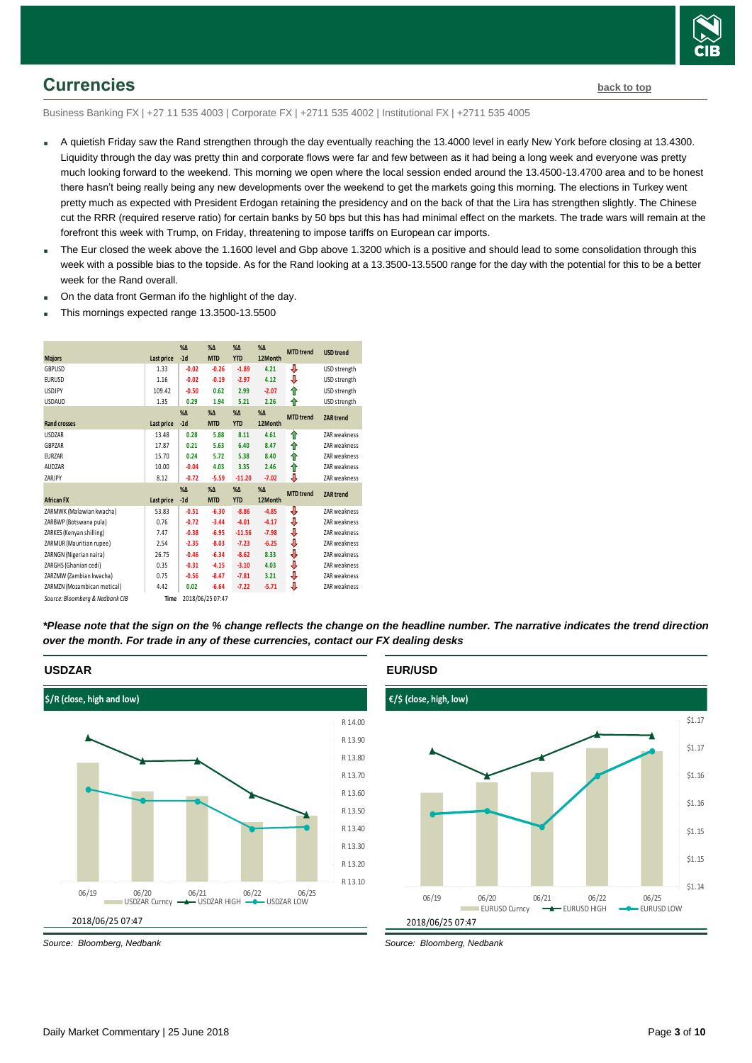## Currencies

back to top

Business Banking FX | +27 11 535 4003 | Corporate FX | +2711 535 4002 | Institutional FX | +2711 535 4005

- A quietish Friday saw the Rand strengthen through the day eventually reaching the 13.4000 level in early New York before closing at 13.4300. Liquidity through the day was pretty thin and corporate flows were far and few between as it had being a long week and everyone was pretty much looking forward to the weekend. This morning we open where the local session ended around the 13.4500-13.4700 area and to be honest there hasn't being really being any new developments over the weekend to get the markets going this morning. The elections in Turkey went pretty much as expected with President Erdogan retaining the presidency and on the back of that the Lira has strengthen slightly. The Chinese cut the RRR (required reserve ratio) for certain banks by 50 bps but this has had minimal effect on the markets. The trade wars will remain at the forefront this week with Trump, on Friday, threatening to impose tariffs on European car imports.
- The Eur closed the week above the 1.1600 level and Gbp above 1.3200 which is a positive and should lead to some consolidation through this week with a possible bias to the topside. As for the Rand looking at a 13.3500-13.5500 range for the day with the potential for this to be a better week for the Rand overall.
- On the data front German ifo the highlight of the day.
- This mornings expected range 13.3500-13.5500

| Majors | Last price | %Δ -1d | %Δ MTD | %Δ YTD | %Δ 12Month | MTD trend | USD trend |
|---|---|---|---|---|---|---|---|
| GBPUSD | 1.33 | -0.02 | -0.26 | -1.89 | 4.21 | ⇩ | USD strength |
| EURUSD | 1.16 | -0.02 | -0.19 | -2.97 | 4.12 | ⇩ | USD strength |
| USDJPY | 109.42 | -0.50 | 0.62 | 2.99 | -2.07 | ⇧ | USD strength |
| USDAUD | 1.35 | 0.29 | 1.94 | 5.21 | 2.26 | ⇧ | USD strength |
| **Rand crosses** | **Last price** | **%Δ -1d** | **%Δ MTD** | **%Δ YTD** | **%Δ 12Month** | **MTD trend** | **ZAR trend** |
| USDZAR | 13.48 | 0.28 | 5.88 | 8.11 | 4.61 | ⇧ | ZAR weakness |
| GBPZAR | 17.87 | 0.21 | 5.63 | 6.40 | 8.47 | ⇧ | ZAR weakness |
| EURZAR | 15.70 | 0.24 | 5.72 | 5.38 | 8.40 | ⇧ | ZAR weakness |
| AUDZAR | 10.00 | -0.04 | 4.03 | 3.35 | 2.46 | ⇧ | ZAR weakness |
| ZARJPY | 8.12 | -0.72 | -5.59 | -11.20 | -7.02 | ⇩ | ZAR weakness |
| **African FX** | **Last price** | **%Δ -1d** | **%Δ MTD** | **%Δ YTD** | **%Δ 12Month** | **MTD trend** | **ZAR trend** |
| ZARMWK (Malawian kwacha) | 53.83 | -0.51 | -6.30 | -8.86 | -4.85 | ⇩ | ZAR weakness |
| ZARBWP (Botswana pula) | 0.76 | -0.72 | -3.44 | -4.01 | -4.17 | ⇩ | ZAR weakness |
| ZARKES (Kenyan shilling) | 7.47 | -0.38 | -6.95 | -11.56 | -7.98 | ⇩ | ZAR weakness |
| ZARMUR (Mauritian rupee) | 2.54 | -2.35 | -8.03 | -7.23 | -6.25 | ⇩ | ZAR weakness |
| ZARNGN (Nigerian naira) | 26.75 | -0.46 | -6.34 | -8.62 | 8.33 | ⇩ | ZAR weakness |
| ZARGHS (Ghanian cedi) | 0.35 | -0.31 | -4.15 | -3.10 | 4.03 | ⇩ | ZAR weakness |
| ZARZMW (Zambian kwacha) | 0.75 | -0.56 | -8.47 | -7.81 | 3.21 | ⇩ | ZAR weakness |
| ZARMZN (Mozambican metical) | 4.42 | 0.02 | -6.64 | -7.22 | -5.71 | ⇩ | ZAR weakness |

Source: Bloomberg & Nedbank CIB    Time 2018/06/25 07:47

***Please note that the sign on the % change reflects the change on the headline number. The narrative indicates the trend direction over the month. For trade in any of these currencies, contact our FX dealing desks***

### USDZAR

$/R (close, high and low)

2018/06/25 07:47

Source: Bloomberg, Nedbank

### EUR/USD

€/$ (close, high, low)

2018/06/25 07:47

Source: Bloomberg, Nedbank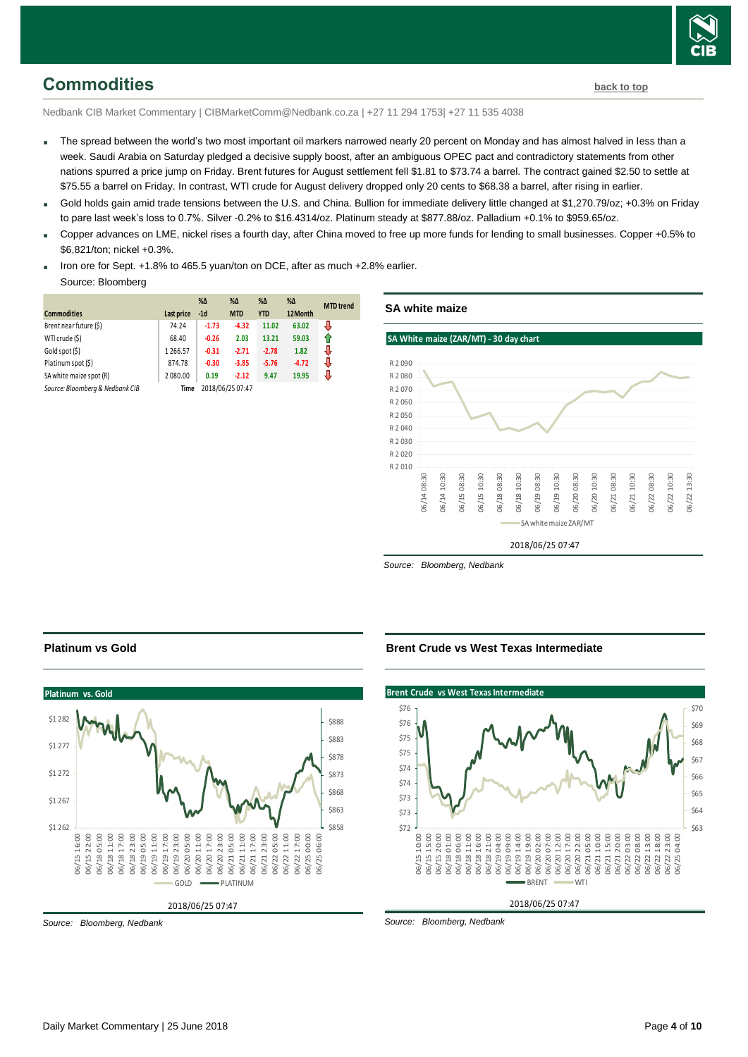## Commodities

back to top

Nedbank CIB Market Commentary | CIBMarketComm@Nedbank.co.za | +27 11 294 1753| +27 11 535 4038

- The spread between the world's two most important oil markers narrowed nearly 20 percent on Monday and has almost halved in less than a week. Saudi Arabia on Saturday pledged a decisive supply boost, after an ambiguous OPEC pact and contradictory statements from other nations spurred a price jump on Friday. Brent futures for August settlement fell $1.81 to $73.74 a barrel. The contract gained $2.50 to settle at $75.55 a barrel on Friday. In contrast, WTI crude for August delivery dropped only 20 cents to $68.38 a barrel, after rising in earlier.
- Gold holds gain amid trade tensions between the U.S. and China. Bullion for immediate delivery little changed at $1,270.79/oz; +0.3% on Friday to pare last week's loss to 0.7%. Silver -0.2% to $16.4314/oz. Platinum steady at $877.88/oz. Palladium +0.1% to $959.65/oz.
- Copper advances on LME, nickel rises a fourth day, after China moved to free up more funds for lending to small businesses. Copper +0.5% to $6,821/ton; nickel +0.3%.
- Iron ore for Sept. +1.8% to 465.5 yuan/ton on DCE, after as much +2.8% earlier.

Source: Bloomberg

| Commodities | Last price | %Δ -1d | %Δ MTD | %Δ YTD | %Δ 12Month | MTD trend |
|---|---|---|---|---|---|---|
| Brent near future ($) | 74.24 | -1.73 | -4.32 | 11.02 | 63.02 | ⇩ |
| WTI crude ($) | 68.40 | -0.26 | 2.03 | 13.21 | 59.03 | ⇧ |
| Gold spot ($) | 1 266.57 | -0.31 | -2.71 | -2.78 | 1.82 | ⇩ |
| Platinum spot ($) | 874.78 | -0.30 | -3.85 | -5.76 | -4.72 | ⇩ |
| SA white maize spot (R) | 2 080.00 | 0.19 | -2.12 | 9.47 | 19.95 | ⇩ |
| Source: Bloomberg & Nedbank CIB | Time | 2018/06/25 07:47 | | | | |

### SA white maize

SA White maize (ZAR/MT) - 30 day chart

2018/06/25 07:47

*Source: Bloomberg, Nedbank*

### Platinum vs Gold

Platinum vs. Gold

2018/06/25 07:47

*Source: Bloomberg, Nedbank*

### Brent Crude vs West Texas Intermediate

Brent Crude vs West Texas Intermediate

2018/06/25 07:47

*Source: Bloomberg, Nedbank*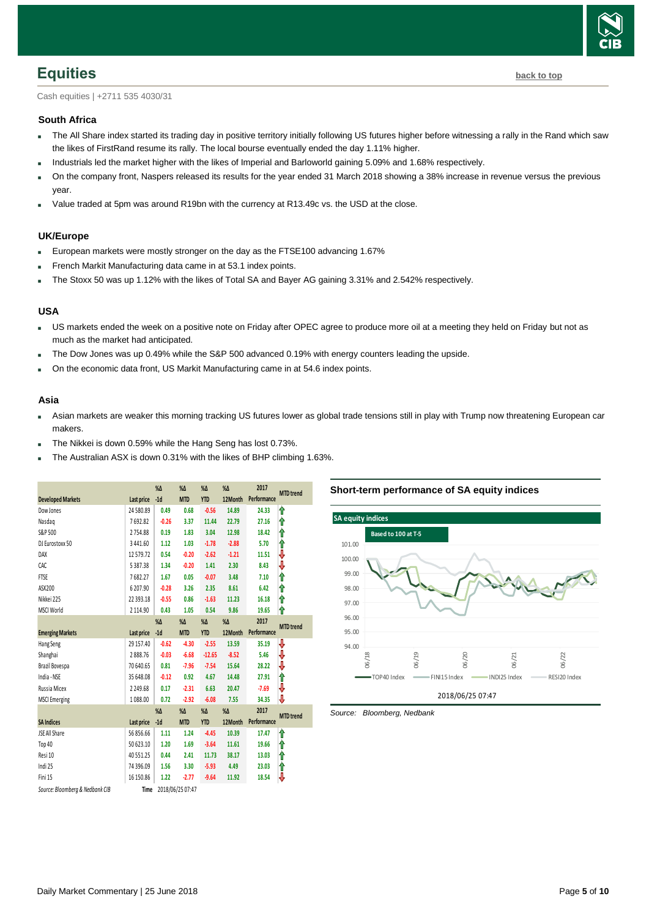## Equities

back to top

Cash equities | +2711 535 4030/31

### South Africa

- The All Share index started its trading day in positive territory initially following US futures higher before witnessing a rally in the Rand which saw the likes of FirstRand resume its rally. The local bourse eventually ended the day 1.11% higher.
- Industrials led the market higher with the likes of Imperial and Barloworld gaining 5.09% and 1.68% respectively.
- On the company front, Naspers released its results for the year ended 31 March 2018 showing a 38% increase in revenue versus the previous year.
- Value traded at 5pm was around R19bn with the currency at R13.49c vs. the USD at the close.

### UK/Europe

- European markets were mostly stronger on the day as the FTSE100 advancing 1.67%
- French Markit Manufacturing data came in at 53.1 index points.
- The Stoxx 50 was up 1.12% with the likes of Total SA and Bayer AG gaining 3.31% and 2.542% respectively.

### USA

- US markets ended the week on a positive note on Friday after OPEC agree to produce more oil at a meeting they held on Friday but not as much as the market had anticipated.
- The Dow Jones was up 0.49% while the S&P 500 advanced 0.19% with energy counters leading the upside.
- On the economic data front, US Markit Manufacturing came in at 54.6 index points.

### Asia

- Asian markets are weaker this morning tracking US futures lower as global trade tensions still in play with Trump now threatening European car makers.
- The Nikkei is down 0.59% while the Hang Seng has lost 0.73%.
- The Australian ASX is down 0.31% with the likes of BHP climbing 1.63%.

| Developed Markets | Last price | %Δ -1d | %Δ MTD | %Δ YTD | %Δ 12Month | 2017 Performance | MTD trend |
|---|---|---|---|---|---|---|---|
| Dow Jones | 24 580.89 | 0.49 | 0.68 | -0.56 | 14.89 | 24.33 | ⇑ |
| Nasdaq | 7 692.82 | -0.26 | 3.37 | 11.44 | 22.79 | 27.16 | ⇑ |
| S&P 500 | 2 754.88 | 0.19 | 1.83 | 3.04 | 12.98 | 18.42 | ⇑ |
| DJ Eurostoxx 50 | 3 441.60 | 1.12 | 1.03 | -1.78 | -2.88 | 5.70 | ⇑ |
| DAX | 12 579.72 | 0.54 | -0.20 | -2.62 | -1.21 | 11.51 | ⇓ |
| CAC | 5 387.38 | 1.34 | -0.20 | 1.41 | 2.30 | 8.43 | ⇓ |
| FTSE | 7 682.27 | 1.67 | 0.05 | -0.07 | 3.48 | 7.10 | ⇑ |
| ASX200 | 6 207.90 | -0.28 | 3.26 | 2.35 | 8.61 | 6.42 | ⇑ |
| Nikkei 225 | 22 393.18 | -0.55 | 0.86 | -1.63 | 11.23 | 16.18 | ⇑ |
| MSCI World | 2 114.90 | 0.43 | 1.05 | 0.54 | 9.86 | 19.65 | ⇑ |
| **Emerging Markets** | **Last price** | **%Δ -1d** | **%Δ MTD** | **%Δ YTD** | **%Δ 12Month** | **2017 Performance** | **MTD trend** |
| Hang Seng | 29 157.40 | -0.62 | -4.30 | -2.55 | 13.59 | 35.19 | ⇓ |
| Shanghai | 2 888.76 | -0.03 | -6.68 | -12.65 | -8.52 | 5.46 | ⇓ |
| Brazil Bovespa | 70 640.65 | 0.81 | -7.96 | -7.54 | 15.64 | 28.22 | ⇓ |
| India - NSE | 35 648.08 | -0.12 | 0.92 | 4.67 | 14.48 | 27.91 | ⇑ |
| Russia Micex | 2 249.68 | 0.17 | -2.31 | 6.63 | 20.47 | -7.69 | ⇓ |
| MSCI Emerging | 1 088.00 | 0.72 | -2.92 | -6.08 | 7.55 | 34.35 | ⇓ |
| **SA Indices** | **Last price** | **%Δ -1d** | **%Δ MTD** | **%Δ YTD** | **%Δ 12Month** | **2017 Performance** | **MTD trend** |
| JSE All Share | 56 856.66 | 1.11 | 1.24 | -4.45 | 10.39 | 17.47 | ⇑ |
| Top 40 | 50 623.10 | 1.20 | 1.69 | -3.64 | 11.61 | 19.66 | ⇑ |
| Resi 10 | 40 551.25 | 0.44 | 2.41 | 11.73 | 38.17 | 13.03 | ⇑ |
| Indi 25 | 74 396.09 | 1.56 | 3.30 | -5.93 | 4.49 | 23.03 | ⇑ |
| Fini 15 | 16 150.86 | 1.22 | -2.77 | -9.64 | 11.92 | 18.54 | ⇓ |

*Source: Bloomberg & Nedbank CIB* — Time 2018/06/25 07:47

### Short-term performance of SA equity indices

*Source: Bloomberg, Nedbank*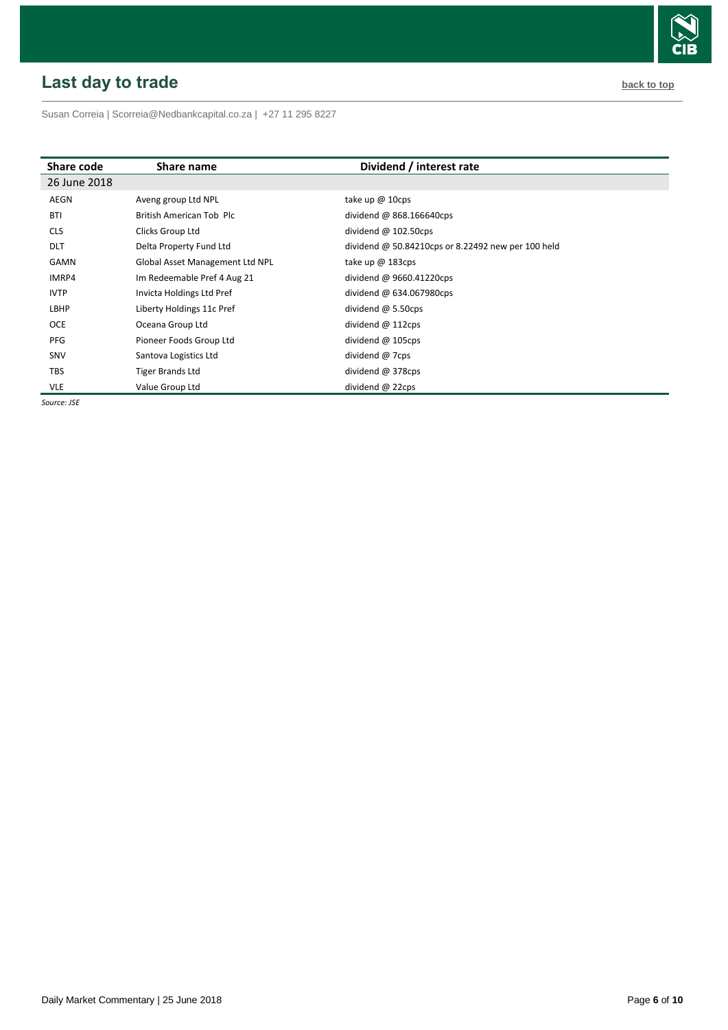## Last day to trade

back to top

Susan Correia | Scorreia@Nedbankcapital.co.za | +27 11 295 8227

| Share code | Share name | Dividend / interest rate |
|---|---|---|
| 26 June 2018 | | |
| AEGN | Aveng group Ltd NPL | take up @ 10cps |
| BTI | British American Tob Plc | dividend @ 868.166640cps |
| CLS | Clicks Group Ltd | dividend @ 102.50cps |
| DLT | Delta Property Fund Ltd | dividend @ 50.84210cps or 8.22492 new per 100 held |
| GAMN | Global Asset Management Ltd NPL | take up @ 183cps |
| IMRP4 | Im Redeemable Pref 4 Aug 21 | dividend @ 9660.41220cps |
| IVTP | Invicta Holdings Ltd Pref | dividend @ 634.067980cps |
| LBHP | Liberty Holdings 11c Pref | dividend @ 5.50cps |
| OCE | Oceana Group Ltd | dividend @ 112cps |
| PFG | Pioneer Foods Group Ltd | dividend @ 105cps |
| SNV | Santova Logistics Ltd | dividend @ 7cps |
| TBS | Tiger Brands Ltd | dividend @ 378cps |
| VLE | Value Group Ltd | dividend @ 22cps |

*Source: JSE*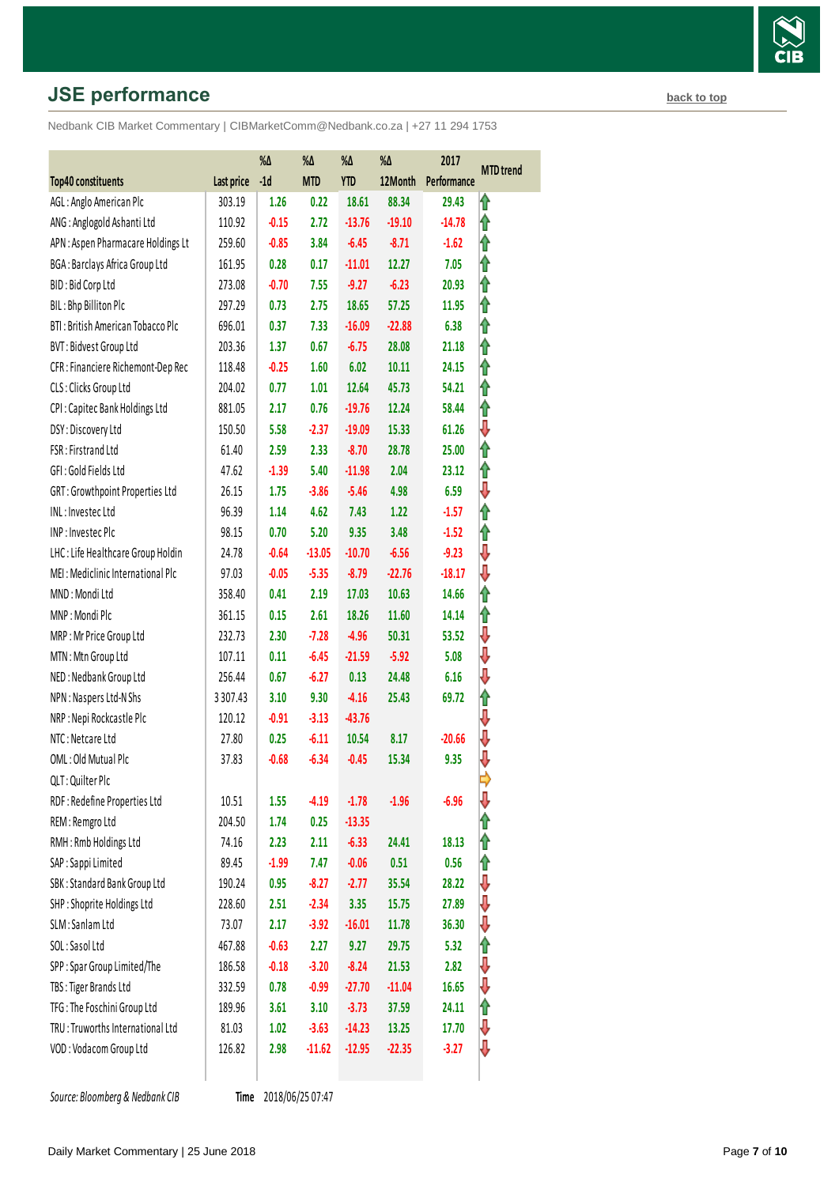## JSE performance

back to top

Nedbank CIB Market Commentary | CIBMarketComm@Nedbank.co.za | +27 11 294 1753

| Top40 constituents | Last price | %Δ -1d | %Δ MTD | %Δ YTD | %Δ 12Month | 2017 Performance | MTD trend |
|---|---|---|---|---|---|---|---|
| AGL : Anglo American Plc | 303.19 | 1.26 | 0.22 | 18.61 | 88.34 | 29.43 | ↑ |
| ANG : Anglogold Ashanti Ltd | 110.92 | -0.15 | 2.72 | -13.76 | -19.10 | -14.78 | ↑ |
| APN : Aspen Pharmacare Holdings Lt | 259.60 | -0.85 | 3.84 | -6.45 | -8.71 | -1.62 | ↑ |
| BGA : Barclays Africa Group Ltd | 161.95 | 0.28 | 0.17 | -11.01 | 12.27 | 7.05 | ↑ |
| BID : Bid Corp Ltd | 273.08 | -0.70 | 7.55 | -9.27 | -6.23 | 20.93 | ↑ |
| BIL : Bhp Billiton Plc | 297.29 | 0.73 | 2.75 | 18.65 | 57.25 | 11.95 | ↑ |
| BTI : British American Tobacco Plc | 696.01 | 0.37 | 7.33 | -16.09 | -22.88 | 6.38 | ↑ |
| BVT : Bidvest Group Ltd | 203.36 | 1.37 | 0.67 | -6.75 | 28.08 | 21.18 | ↑ |
| CFR : Financiere Richemont-Dep Rec | 118.48 | -0.25 | 1.60 | 6.02 | 10.11 | 24.15 | ↑ |
| CLS : Clicks Group Ltd | 204.02 | 0.77 | 1.01 | 12.64 | 45.73 | 54.21 | ↑ |
| CPI : Capitec Bank Holdings Ltd | 881.05 | 2.17 | 0.76 | -19.76 | 12.24 | 58.44 | ↑ |
| DSY : Discovery Ltd | 150.50 | 5.58 | -2.37 | -19.09 | 15.33 | 61.26 | ↓ |
| FSR : Firstrand Ltd | 61.40 | 2.59 | 2.33 | -8.70 | 28.78 | 25.00 | ↑ |
| GFI : Gold Fields Ltd | 47.62 | -1.39 | 5.40 | -11.98 | 2.04 | 23.12 | ↑ |
| GRT : Growthpoint Properties Ltd | 26.15 | 1.75 | -3.86 | -5.46 | 4.98 | 6.59 | ↓ |
| INL : Investec Ltd | 96.39 | 1.14 | 4.62 | 7.43 | 1.22 | -1.57 | ↑ |
| INP : Investec Plc | 98.15 | 0.70 | 5.20 | 9.35 | 3.48 | -1.52 | ↑ |
| LHC : Life Healthcare Group Holdin | 24.78 | -0.64 | -13.05 | -10.70 | -6.56 | -9.23 | ↓ |
| MEI : Mediclinic International Plc | 97.03 | -0.05 | -5.35 | -8.79 | -22.76 | -18.17 | ↓ |
| MND : Mondi Ltd | 358.40 | 0.41 | 2.19 | 17.03 | 10.63 | 14.66 | ↑ |
| MNP : Mondi Plc | 361.15 | 0.15 | 2.61 | 18.26 | 11.60 | 14.14 | ↑ |
| MRP : Mr Price Group Ltd | 232.73 | 2.30 | -7.28 | -4.96 | 50.31 | 53.52 | ↓ |
| MTN : Mtn Group Ltd | 107.11 | 0.11 | -6.45 | -21.59 | -5.92 | 5.08 | ↓ |
| NED : Nedbank Group Ltd | 256.44 | 0.67 | -6.27 | 0.13 | 24.48 | 6.16 | ↓ |
| NPN : Naspers Ltd-N Shs | 3 307.43 | 3.10 | 9.30 | -4.16 | 25.43 | 69.72 | ↑ |
| NRP : Nepi Rockcastle Plc | 120.12 | -0.91 | -3.13 | -43.76 | | | ↓ |
| NTC : Netcare Ltd | 27.80 | 0.25 | -6.11 | 10.54 | 8.17 | -20.66 | ↓ |
| OML : Old Mutual Plc | 37.83 | -0.68 | -6.34 | -0.45 | 15.34 | 9.35 | ↓ |
| QLT : Quilter Plc | | | | | | | ⇨ |
| RDF : Redefine Properties Ltd | 10.51 | 1.55 | -4.19 | -1.78 | -1.96 | -6.96 | ↓ |
| REM : Remgro Ltd | 204.50 | 1.74 | 0.25 | -13.35 | | | ↑ |
| RMH : Rmb Holdings Ltd | 74.16 | 2.23 | 2.11 | -6.33 | 24.41 | 18.13 | ↑ |
| SAP : Sappi Limited | 89.45 | -1.99 | 7.47 | -0.06 | 0.51 | 0.56 | ↑ |
| SBK : Standard Bank Group Ltd | 190.24 | 0.95 | -8.27 | -2.77 | 35.54 | 28.22 | ↓ |
| SHP : Shoprite Holdings Ltd | 228.60 | 2.51 | -2.34 | 3.35 | 15.75 | 27.89 | ↓ |
| SLM : Sanlam Ltd | 73.07 | 2.17 | -3.92 | -16.01 | 11.78 | 36.30 | ↓ |
| SOL : Sasol Ltd | 467.88 | -0.63 | 2.27 | 9.27 | 29.75 | 5.32 | ↑ |
| SPP : Spar Group Limited/The | 186.58 | -0.18 | -3.20 | -8.24 | 21.53 | 2.82 | ↓ |
| TBS : Tiger Brands Ltd | 332.59 | 0.78 | -0.99 | -27.70 | -11.04 | 16.65 | ↓ |
| TFG : The Foschini Group Ltd | 189.96 | 3.61 | 3.10 | -3.73 | 37.59 | 24.11 | ↑ |
| TRU : Truworths International Ltd | 81.03 | 1.02 | -3.63 | -14.23 | 13.25 | 17.70 | ↓ |
| VOD : Vodacom Group Ltd | 126.82 | 2.98 | -11.62 | -12.95 | -22.35 | -3.27 | ↓ |

*Source: Bloomberg & Nedbank CIB* **Time** 2018/06/25 07:47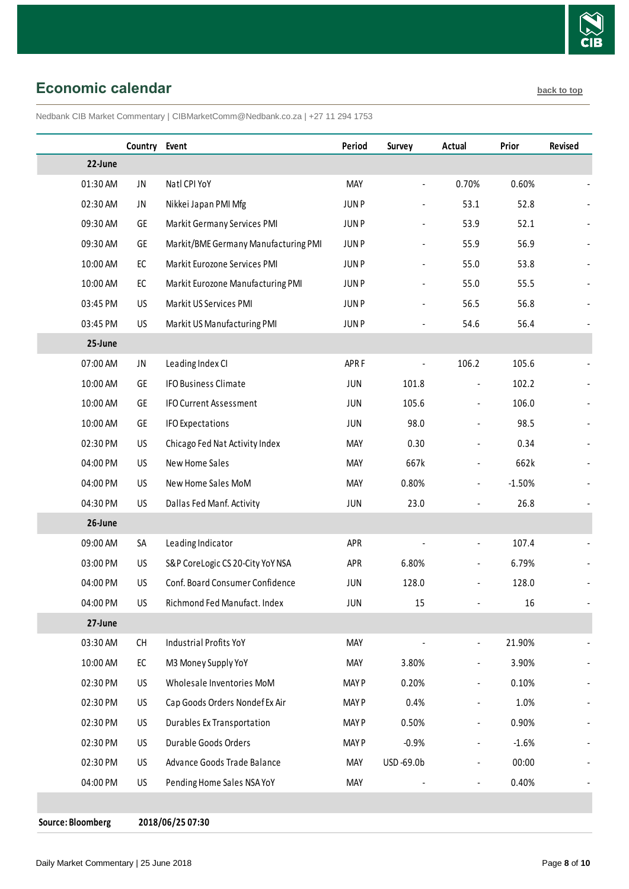## Economic calendar

back to top

Nedbank CIB Market Commentary | CIBMarketComm@Nedbank.co.za | +27 11 294 1753

| | Country | Event | Period | Survey | Actual | Prior | Revised |
|---|---|---|---|---|---|---|---|
| **22-June** | | | | | | | |
| 01:30 AM | JN | Natl CPI YoY | MAY | - | 0.70% | 0.60% | - |
| 02:30 AM | JN | Nikkei Japan PMI Mfg | JUN P | - | 53.1 | 52.8 | - |
| 09:30 AM | GE | Markit Germany Services PMI | JUN P | - | 53.9 | 52.1 | - |
| 09:30 AM | GE | Markit/BME Germany Manufacturing PMI | JUN P | - | 55.9 | 56.9 | - |
| 10:00 AM | EC | Markit Eurozone Services PMI | JUN P | - | 55.0 | 53.8 | - |
| 10:00 AM | EC | Markit Eurozone Manufacturing PMI | JUN P | - | 55.0 | 55.5 | - |
| 03:45 PM | US | Markit US Services PMI | JUN P | - | 56.5 | 56.8 | - |
| 03:45 PM | US | Markit US Manufacturing PMI | JUN P | - | 54.6 | 56.4 | - |
| **25-June** | | | | | | | |
| 07:00 AM | JN | Leading Index CI | APR F | - | 106.2 | 105.6 | - |
| 10:00 AM | GE | IFO Business Climate | JUN | 101.8 | - | 102.2 | - |
| 10:00 AM | GE | IFO Current Assessment | JUN | 105.6 | - | 106.0 | - |
| 10:00 AM | GE | IFO Expectations | JUN | 98.0 | - | 98.5 | - |
| 02:30 PM | US | Chicago Fed Nat Activity Index | MAY | 0.30 | - | 0.34 | - |
| 04:00 PM | US | New Home Sales | MAY | 667k | - | 662k | - |
| 04:00 PM | US | New Home Sales MoM | MAY | 0.80% | - | -1.50% | - |
| 04:30 PM | US | Dallas Fed Manf. Activity | JUN | 23.0 | - | 26.8 | - |
| **26-June** | | | | | | | |
| 09:00 AM | SA | Leading Indicator | APR | - | - | 107.4 | - |
| 03:00 PM | US | S&P CoreLogic CS 20-City YoY NSA | APR | 6.80% | - | 6.79% | - |
| 04:00 PM | US | Conf. Board Consumer Confidence | JUN | 128.0 | - | 128.0 | - |
| 04:00 PM | US | Richmond Fed Manufact. Index | JUN | 15 | - | 16 | - |
| **27-June** | | | | | | | |
| 03:30 AM | CH | Industrial Profits YoY | MAY | - | - | 21.90% | - |
| 10:00 AM | EC | M3 Money Supply YoY | MAY | 3.80% | - | 3.90% | - |
| 02:30 PM | US | Wholesale Inventories MoM | MAY P | 0.20% | - | 0.10% | - |
| 02:30 PM | US | Cap Goods Orders Nondef Ex Air | MAY P | 0.4% | - | 1.0% | - |
| 02:30 PM | US | Durables Ex Transportation | MAY P | 0.50% | - | 0.90% | - |
| 02:30 PM | US | Durable Goods Orders | MAY P | -0.9% | - | -1.6% | - |
| 02:30 PM | US | Advance Goods Trade Balance | MAY | USD -69.0b | - | 00:00 | - |
| 04:00 PM | US | Pending Home Sales NSA YoY | MAY | - | - | 0.40% | - |

**Source: Bloomberg** **2018/06/25 07:30**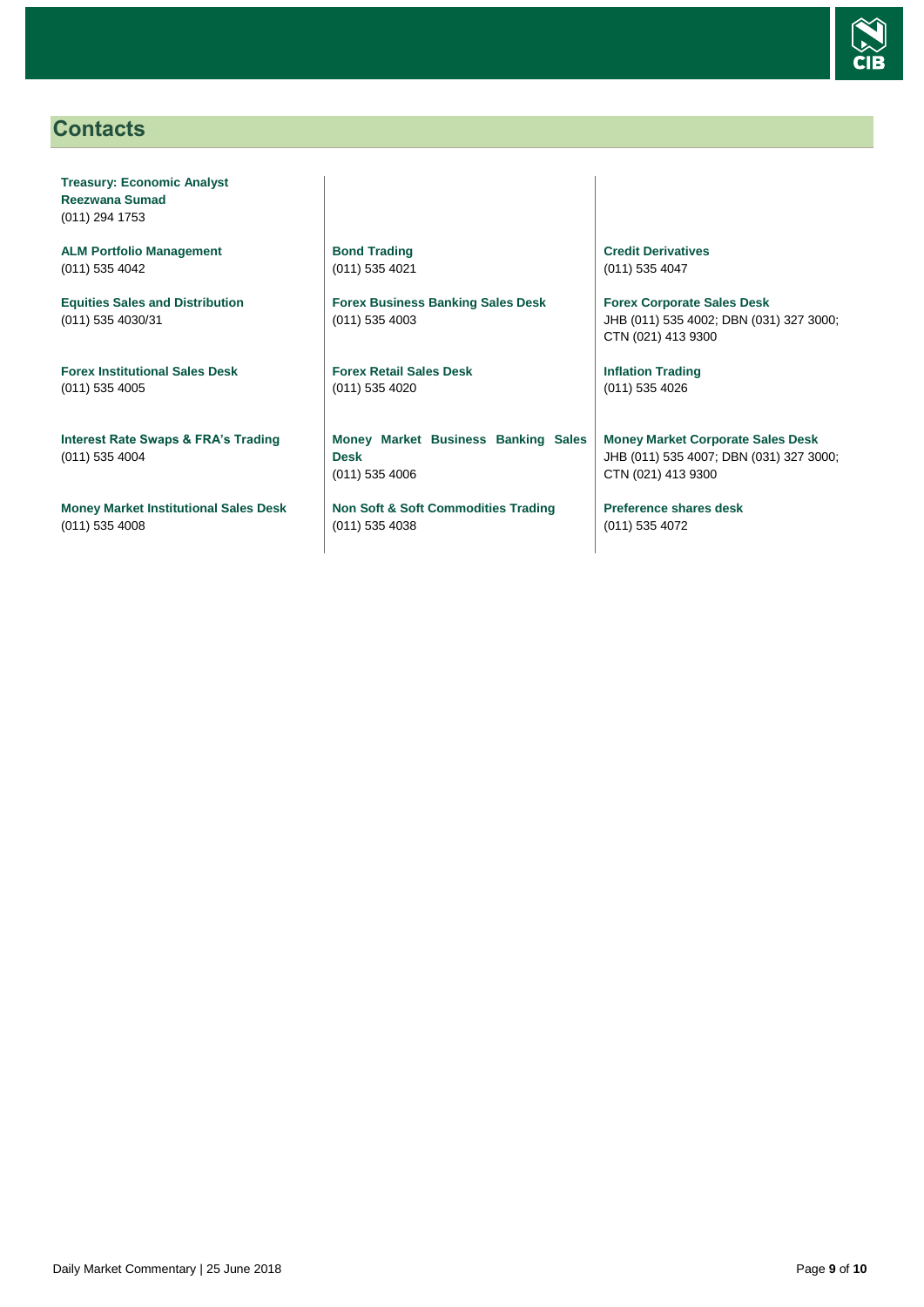## Contacts

**Treasury: Economic Analyst**
**Reezwana Sumad**
(011) 294 1753

**ALM Portfolio Management**
(011) 535 4042

**Equities Sales and Distribution**
(011) 535 4030/31

**Forex Institutional Sales Desk**
(011) 535 4005

**Interest Rate Swaps & FRA's Trading**
(011) 535 4004

**Money Market Institutional Sales Desk**
(011) 535 4008

**Bond Trading**
(011) 535 4021

**Forex Business Banking Sales Desk**
(011) 535 4003

**Forex Retail Sales Desk**
(011) 535 4020

**Money Market Business Banking Sales Desk**
(011) 535 4006

**Non Soft & Soft Commodities Trading**
(011) 535 4038

**Credit Derivatives**
(011) 535 4047

**Forex Corporate Sales Desk**
JHB (011) 535 4002; DBN (031) 327 3000; CTN (021) 413 9300

**Inflation Trading**
(011) 535 4026

**Money Market Corporate Sales Desk**
JHB (011) 535 4007; DBN (031) 327 3000; CTN (021) 413 9300

**Preference shares desk**
(011) 535 4072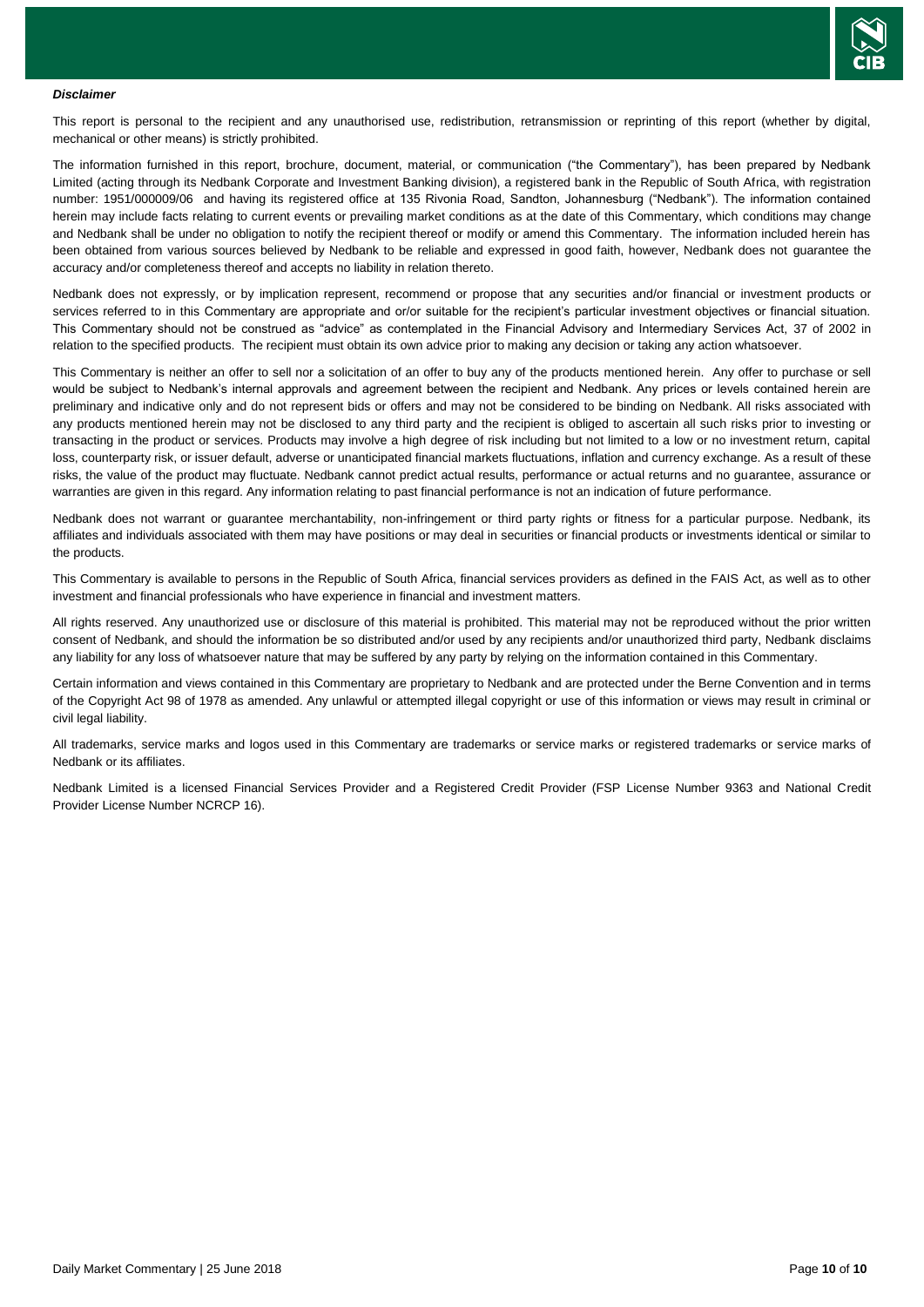***Disclaimer***

This report is personal to the recipient and any unauthorised use, redistribution, retransmission or reprinting of this report (whether by digital, mechanical or other means) is strictly prohibited.

The information furnished in this report, brochure, document, material, or communication ("the Commentary"), has been prepared by Nedbank Limited (acting through its Nedbank Corporate and Investment Banking division), a registered bank in the Republic of South Africa, with registration number: 1951/000009/06 and having its registered office at 135 Rivonia Road, Sandton, Johannesburg ("Nedbank"). The information contained herein may include facts relating to current events or prevailing market conditions as at the date of this Commentary, which conditions may change and Nedbank shall be under no obligation to notify the recipient thereof or modify or amend this Commentary. The information included herein has been obtained from various sources believed by Nedbank to be reliable and expressed in good faith, however, Nedbank does not guarantee the accuracy and/or completeness thereof and accepts no liability in relation thereto.

Nedbank does not expressly, or by implication represent, recommend or propose that any securities and/or financial or investment products or services referred to in this Commentary are appropriate and or/or suitable for the recipient's particular investment objectives or financial situation. This Commentary should not be construed as "advice" as contemplated in the Financial Advisory and Intermediary Services Act, 37 of 2002 in relation to the specified products. The recipient must obtain its own advice prior to making any decision or taking any action whatsoever.

This Commentary is neither an offer to sell nor a solicitation of an offer to buy any of the products mentioned herein. Any offer to purchase or sell would be subject to Nedbank's internal approvals and agreement between the recipient and Nedbank. Any prices or levels contained herein are preliminary and indicative only and do not represent bids or offers and may not be considered to be binding on Nedbank. All risks associated with any products mentioned herein may not be disclosed to any third party and the recipient is obliged to ascertain all such risks prior to investing or transacting in the product or services. Products may involve a high degree of risk including but not limited to a low or no investment return, capital loss, counterparty risk, or issuer default, adverse or unanticipated financial markets fluctuations, inflation and currency exchange. As a result of these risks, the value of the product may fluctuate. Nedbank cannot predict actual results, performance or actual returns and no guarantee, assurance or warranties are given in this regard. Any information relating to past financial performance is not an indication of future performance.

Nedbank does not warrant or guarantee merchantability, non-infringement or third party rights or fitness for a particular purpose. Nedbank, its affiliates and individuals associated with them may have positions or may deal in securities or financial products or investments identical or similar to the products.

This Commentary is available to persons in the Republic of South Africa, financial services providers as defined in the FAIS Act, as well as to other investment and financial professionals who have experience in financial and investment matters.

All rights reserved. Any unauthorized use or disclosure of this material is prohibited. This material may not be reproduced without the prior written consent of Nedbank, and should the information be so distributed and/or used by any recipients and/or unauthorized third party, Nedbank disclaims any liability for any loss of whatsoever nature that may be suffered by any party by relying on the information contained in this Commentary.

Certain information and views contained in this Commentary are proprietary to Nedbank and are protected under the Berne Convention and in terms of the Copyright Act 98 of 1978 as amended. Any unlawful or attempted illegal copyright or use of this information or views may result in criminal or civil legal liability.

All trademarks, service marks and logos used in this Commentary are trademarks or service marks or registered trademarks or service marks of Nedbank or its affiliates.

Nedbank Limited is a licensed Financial Services Provider and a Registered Credit Provider (FSP License Number 9363 and National Credit Provider License Number NCRCP 16).